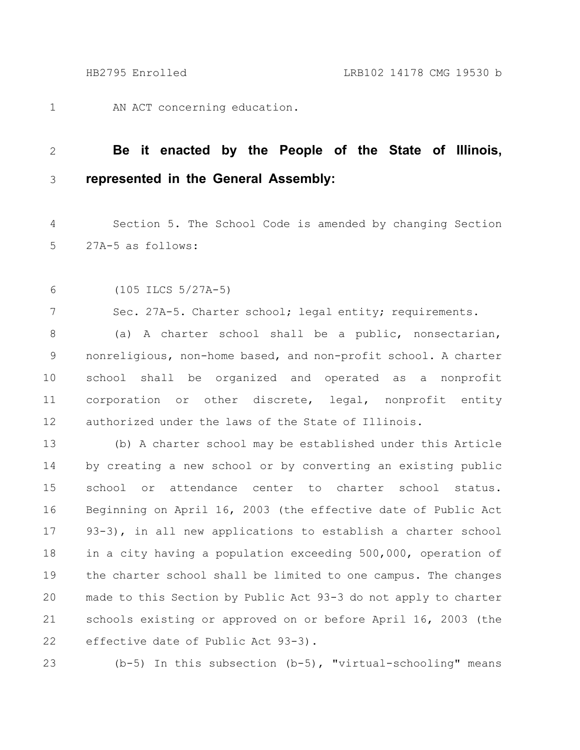AN ACT concerning education.

**Be it enacted by the People of the State of Illinois, represented in the General Assembly:**

Section 5. The School Code is amended by changing Section 27A-5 as follows:

(105 ILCS 5/27A-5)

Sec. 27A-5. Charter school; legal entity; requirements.

(a) A charter school shall be a public, nonsectarian, nonreligious, non-home based, and non-profit school. A charter school shall be organized and operated as a nonprofit corporation or other discrete, legal, nonprofit entity authorized under the laws of the State of Illinois.

(b) A charter school may be established under this Article by creating a new school or by converting an existing public school or attendance center to charter school status. Beginning on April 16, 2003 (the effective date of Public Act 93-3), in all new applications to establish a charter school in a city having a population exceeding 500,000, operation of the charter school shall be limited to one campus. The changes made to this Section by Public Act 93-3 do not apply to charter schools existing or approved on or before April 16, 2003 (the effective date of Public Act 93-3).

(b-5) In this subsection (b-5), "virtual-schooling" means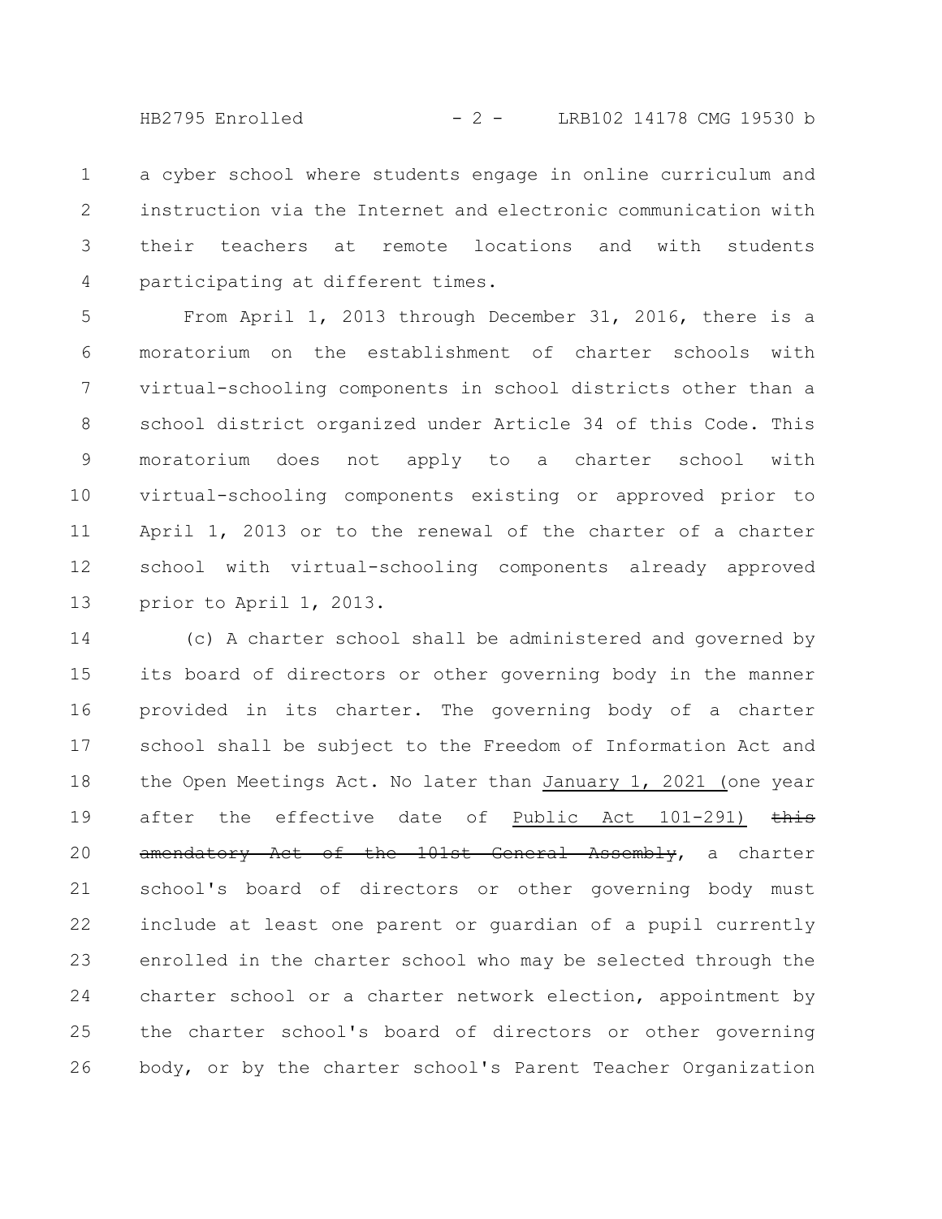a cyber school where students engage in online curriculum and instruction via the Internet and electronic communication with their teachers at remote locations and with students participating at different times.

From April 1, 2013 through December 31, 2016, there is a moratorium on the establishment of charter schools with virtual-schooling components in school districts other than a school district organized under Article 34 of this Code. This moratorium does not apply to a charter school with virtual-schooling components existing or approved prior to April 1, 2013 or to the renewal of the charter of a charter school with virtual-schooling components already approved prior to April 1, 2013.

(c) A charter school shall be administered and governed by its board of directors or other governing body in the manner provided in its charter. The governing body of a charter school shall be subject to the Freedom of Information Act and the Open Meetings Act. No later than January 1, 2021 (one year after the effective date of Public Act 101-291) ~~this amendatory Act of the 101st General Assembly~~, a charter school's board of directors or other governing body must include at least one parent or guardian of a pupil currently enrolled in the charter school who may be selected through the charter school or a charter network election, appointment by the charter school's board of directors or other governing body, or by the charter school's Parent Teacher Organization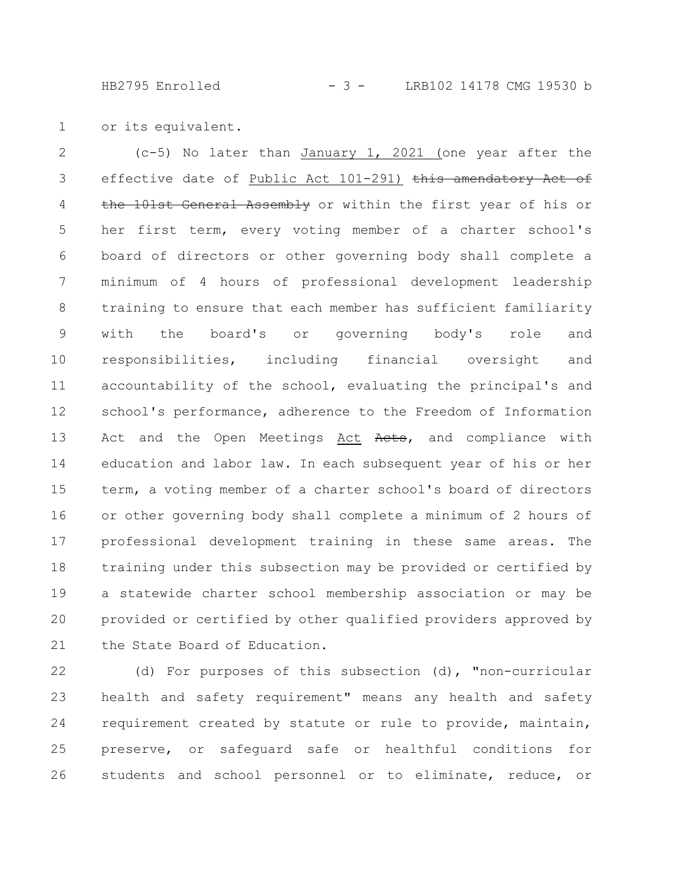or its equivalent.

(c-5) No later than January 1, 2021 (one year after the effective date of Public Act 101-291) ~~this amendatory Act of the 101st General Assembly~~ or within the first year of his or her first term, every voting member of a charter school's board of directors or other governing body shall complete a minimum of 4 hours of professional development leadership training to ensure that each member has sufficient familiarity with the board's or governing body's role and responsibilities, including financial oversight and accountability of the school, evaluating the principal's and school's performance, adherence to the Freedom of Information Act and the Open Meetings Act ~~Acts~~, and compliance with education and labor law. In each subsequent year of his or her term, a voting member of a charter school's board of directors or other governing body shall complete a minimum of 2 hours of professional development training in these same areas. The training under this subsection may be provided or certified by a statewide charter school membership association or may be provided or certified by other qualified providers approved by the State Board of Education.

(d) For purposes of this subsection (d), "non-curricular health and safety requirement" means any health and safety requirement created by statute or rule to provide, maintain, preserve, or safeguard safe or healthful conditions for students and school personnel or to eliminate, reduce, or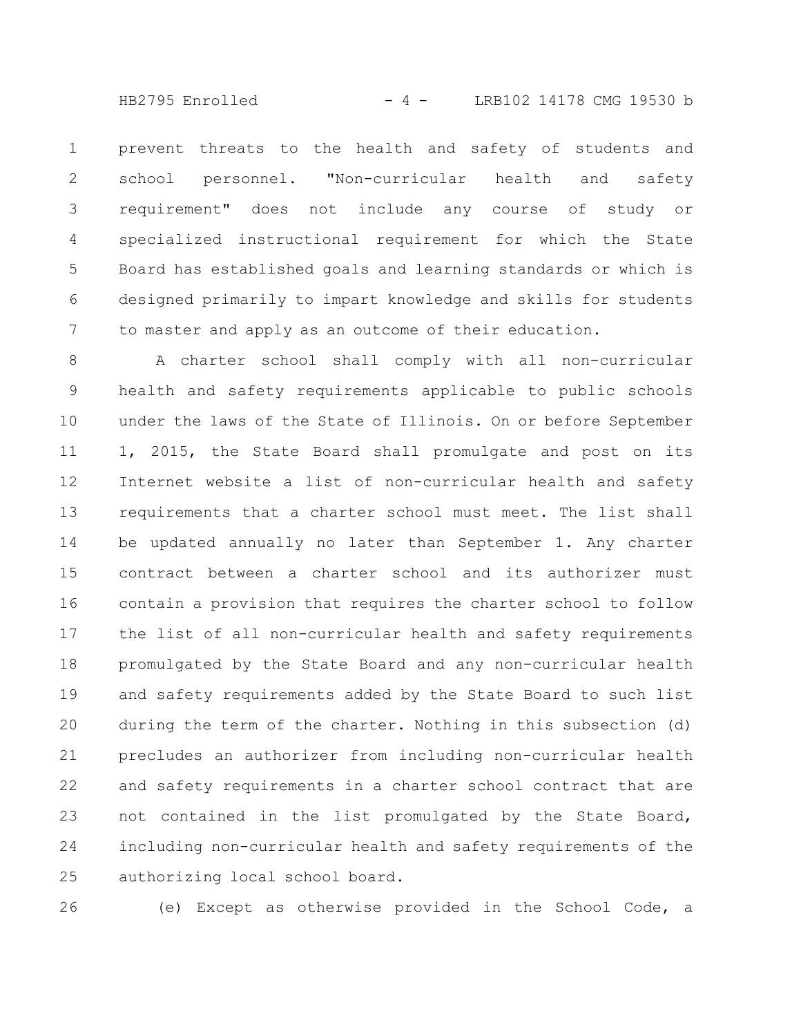prevent threats to the health and safety of students and school personnel. "Non-curricular health and safety requirement" does not include any course of study or specialized instructional requirement for which the State Board has established goals and learning standards or which is designed primarily to impart knowledge and skills for students to master and apply as an outcome of their education.

A charter school shall comply with all non-curricular health and safety requirements applicable to public schools under the laws of the State of Illinois. On or before September 1, 2015, the State Board shall promulgate and post on its Internet website a list of non-curricular health and safety requirements that a charter school must meet. The list shall be updated annually no later than September 1. Any charter contract between a charter school and its authorizer must contain a provision that requires the charter school to follow the list of all non-curricular health and safety requirements promulgated by the State Board and any non-curricular health and safety requirements added by the State Board to such list during the term of the charter. Nothing in this subsection (d) precludes an authorizer from including non-curricular health and safety requirements in a charter school contract that are not contained in the list promulgated by the State Board, including non-curricular health and safety requirements of the authorizing local school board.

(e) Except as otherwise provided in the School Code, a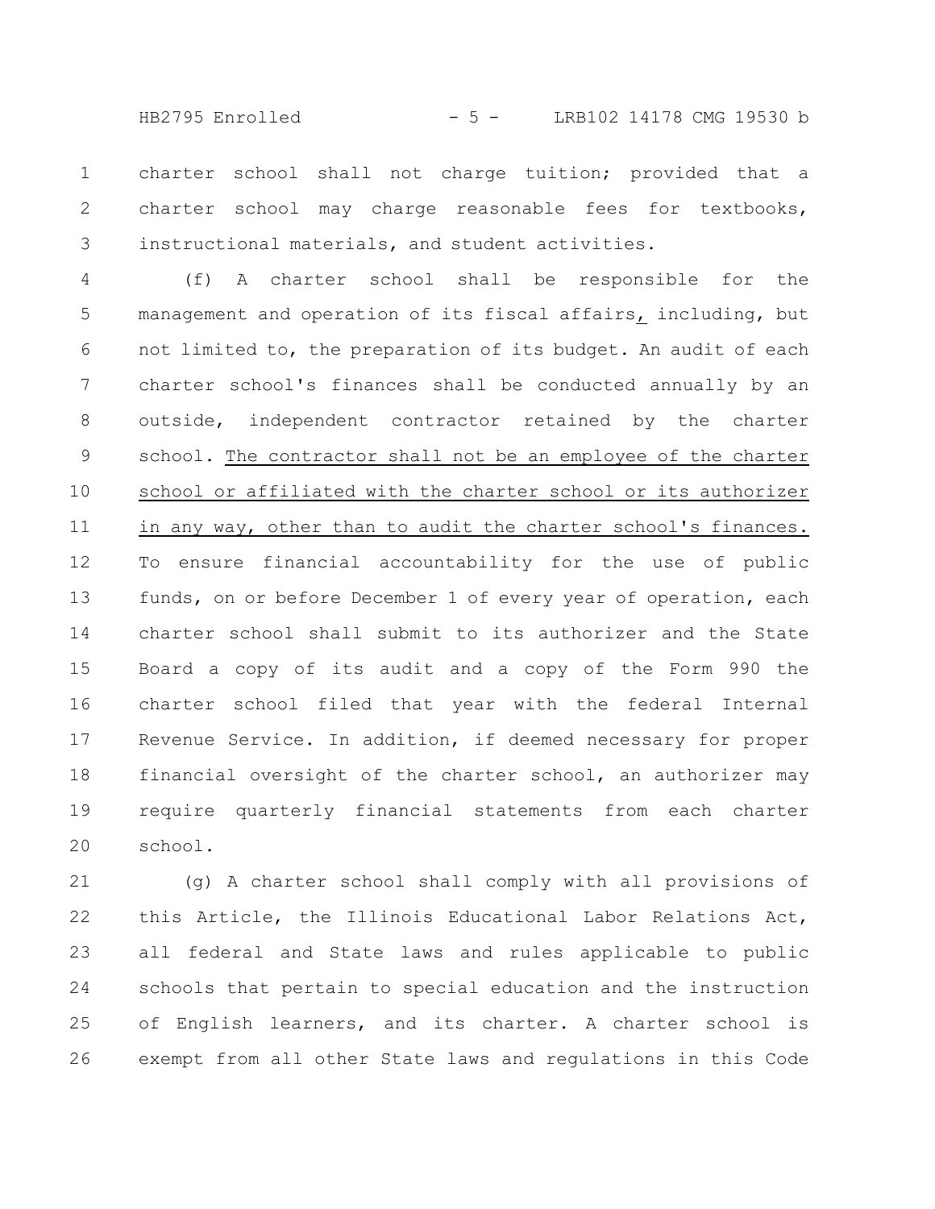charter school shall not charge tuition; provided that a charter school may charge reasonable fees for textbooks, instructional materials, and student activities.

(f) A charter school shall be responsible for the management and operation of its fiscal affairs, including, but not limited to, the preparation of its budget. An audit of each charter school's finances shall be conducted annually by an outside, independent contractor retained by the charter school. The contractor shall not be an employee of the charter school or affiliated with the charter school or its authorizer in any way, other than to audit the charter school's finances. To ensure financial accountability for the use of public funds, on or before December 1 of every year of operation, each charter school shall submit to its authorizer and the State Board a copy of its audit and a copy of the Form 990 the charter school filed that year with the federal Internal Revenue Service. In addition, if deemed necessary for proper financial oversight of the charter school, an authorizer may require quarterly financial statements from each charter school.

(g) A charter school shall comply with all provisions of this Article, the Illinois Educational Labor Relations Act, all federal and State laws and rules applicable to public schools that pertain to special education and the instruction of English learners, and its charter. A charter school is exempt from all other State laws and regulations in this Code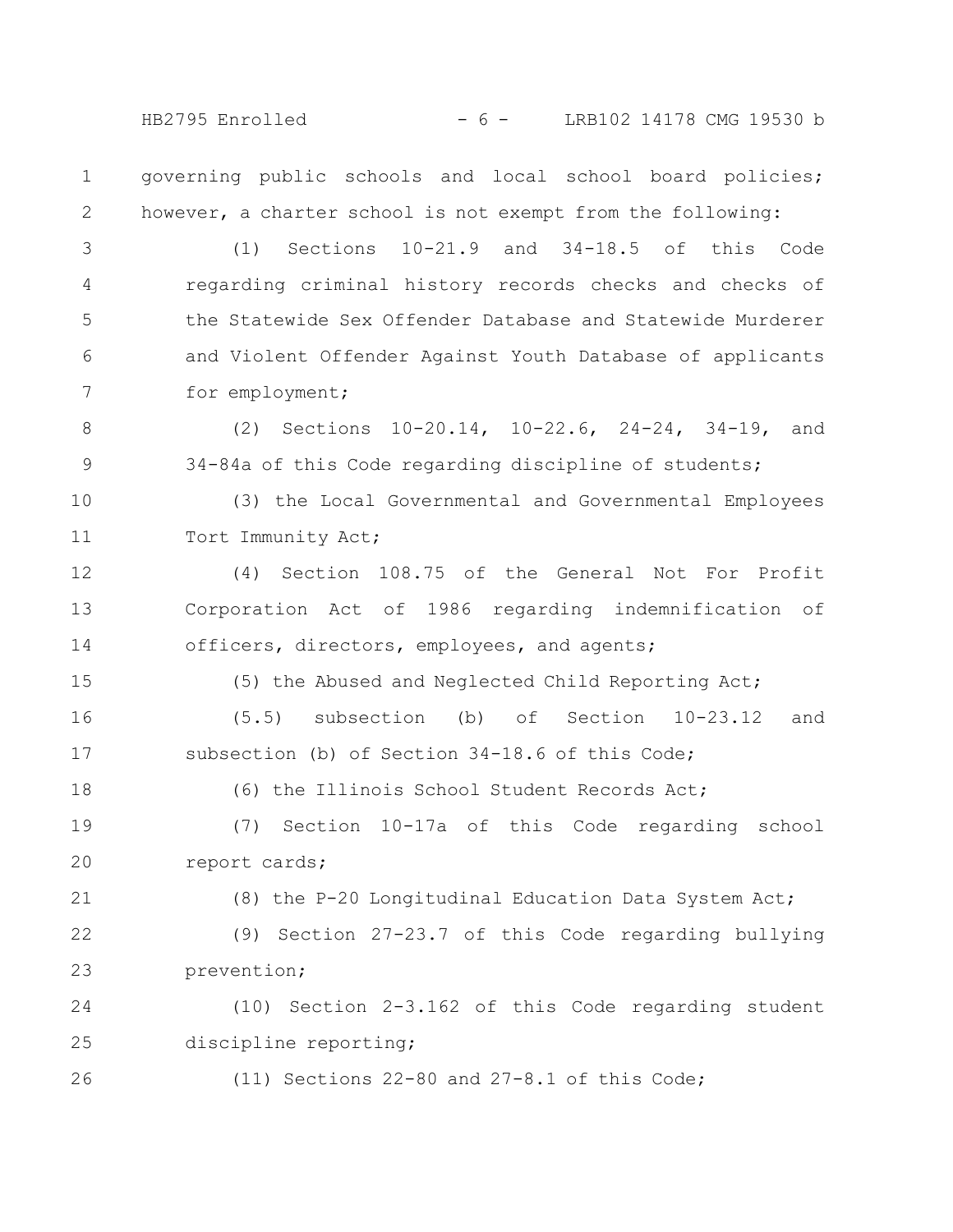governing public schools and local school board policies; however, a charter school is not exempt from the following:

(1) Sections 10-21.9 and 34-18.5 of this Code regarding criminal history records checks and checks of the Statewide Sex Offender Database and Statewide Murderer and Violent Offender Against Youth Database of applicants for employment;

(2) Sections 10-20.14, 10-22.6, 24-24, 34-19, and 34-84a of this Code regarding discipline of students;

(3) the Local Governmental and Governmental Employees Tort Immunity Act;

(4) Section 108.75 of the General Not For Profit Corporation Act of 1986 regarding indemnification of officers, directors, employees, and agents;

(5) the Abused and Neglected Child Reporting Act;

(5.5) subsection (b) of Section 10-23.12 and subsection (b) of Section 34-18.6 of this Code;

(6) the Illinois School Student Records Act;

(7) Section 10-17a of this Code regarding school report cards;

(8) the P-20 Longitudinal Education Data System Act;

(9) Section 27-23.7 of this Code regarding bullying prevention;

(10) Section 2-3.162 of this Code regarding student discipline reporting;

(11) Sections 22-80 and 27-8.1 of this Code;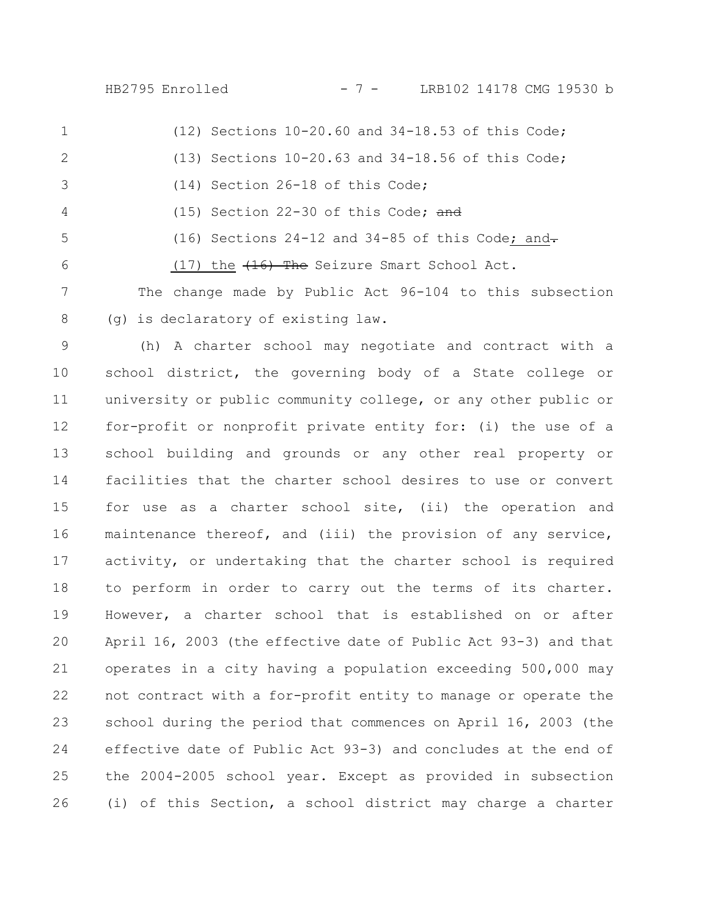(12) Sections 10-20.60 and 34-18.53 of this Code;

(13) Sections 10-20.63 and 34-18.56 of this Code;

(14) Section 26-18 of this Code;

(15) Section 22-30 of this Code; ~~and~~

(16) Sections 24-12 and 34-85 of this Code; and~~.~~

(17) the ~~(16) The~~ Seizure Smart School Act.

The change made by Public Act 96-104 to this subsection (g) is declaratory of existing law.

(h) A charter school may negotiate and contract with a school district, the governing body of a State college or university or public community college, or any other public or for-profit or nonprofit private entity for: (i) the use of a school building and grounds or any other real property or facilities that the charter school desires to use or convert for use as a charter school site, (ii) the operation and maintenance thereof, and (iii) the provision of any service, activity, or undertaking that the charter school is required to perform in order to carry out the terms of its charter. However, a charter school that is established on or after April 16, 2003 (the effective date of Public Act 93-3) and that operates in a city having a population exceeding 500,000 may not contract with a for-profit entity to manage or operate the school during the period that commences on April 16, 2003 (the effective date of Public Act 93-3) and concludes at the end of the 2004-2005 school year. Except as provided in subsection (i) of this Section, a school district may charge a charter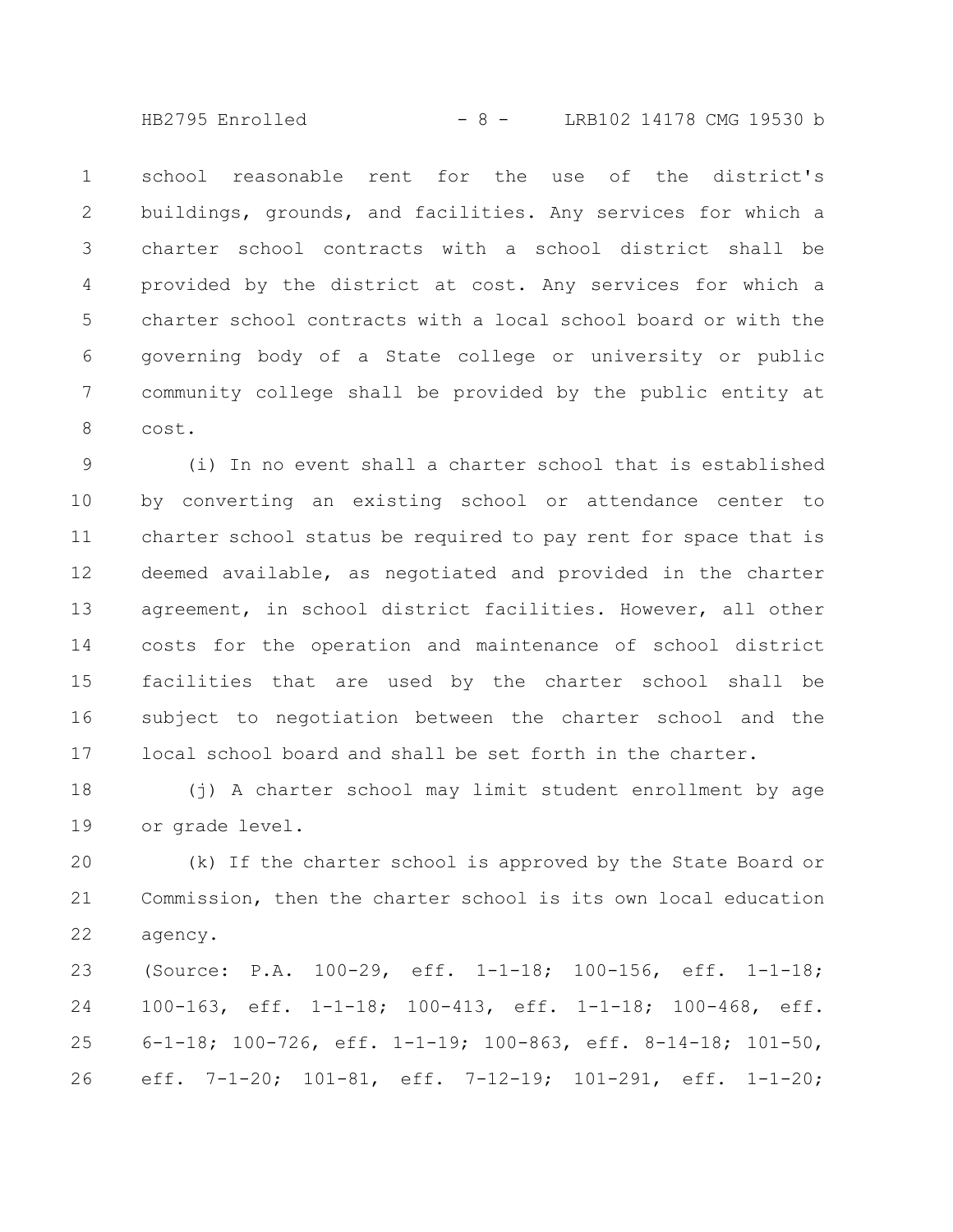school reasonable rent for the use of the district's buildings, grounds, and facilities. Any services for which a charter school contracts with a school district shall be provided by the district at cost. Any services for which a charter school contracts with a local school board or with the governing body of a State college or university or public community college shall be provided by the public entity at cost.

(i) In no event shall a charter school that is established by converting an existing school or attendance center to charter school status be required to pay rent for space that is deemed available, as negotiated and provided in the charter agreement, in school district facilities. However, all other costs for the operation and maintenance of school district facilities that are used by the charter school shall be subject to negotiation between the charter school and the local school board and shall be set forth in the charter.

(j) A charter school may limit student enrollment by age or grade level.

(k) If the charter school is approved by the State Board or Commission, then the charter school is its own local education agency.

(Source: P.A. 100-29, eff. 1-1-18; 100-156, eff. 1-1-18; 100-163, eff. 1-1-18; 100-413, eff. 1-1-18; 100-468, eff. 6-1-18; 100-726, eff. 1-1-19; 100-863, eff. 8-14-18; 101-50, eff. 7-1-20; 101-81, eff. 7-12-19; 101-291, eff. 1-1-20;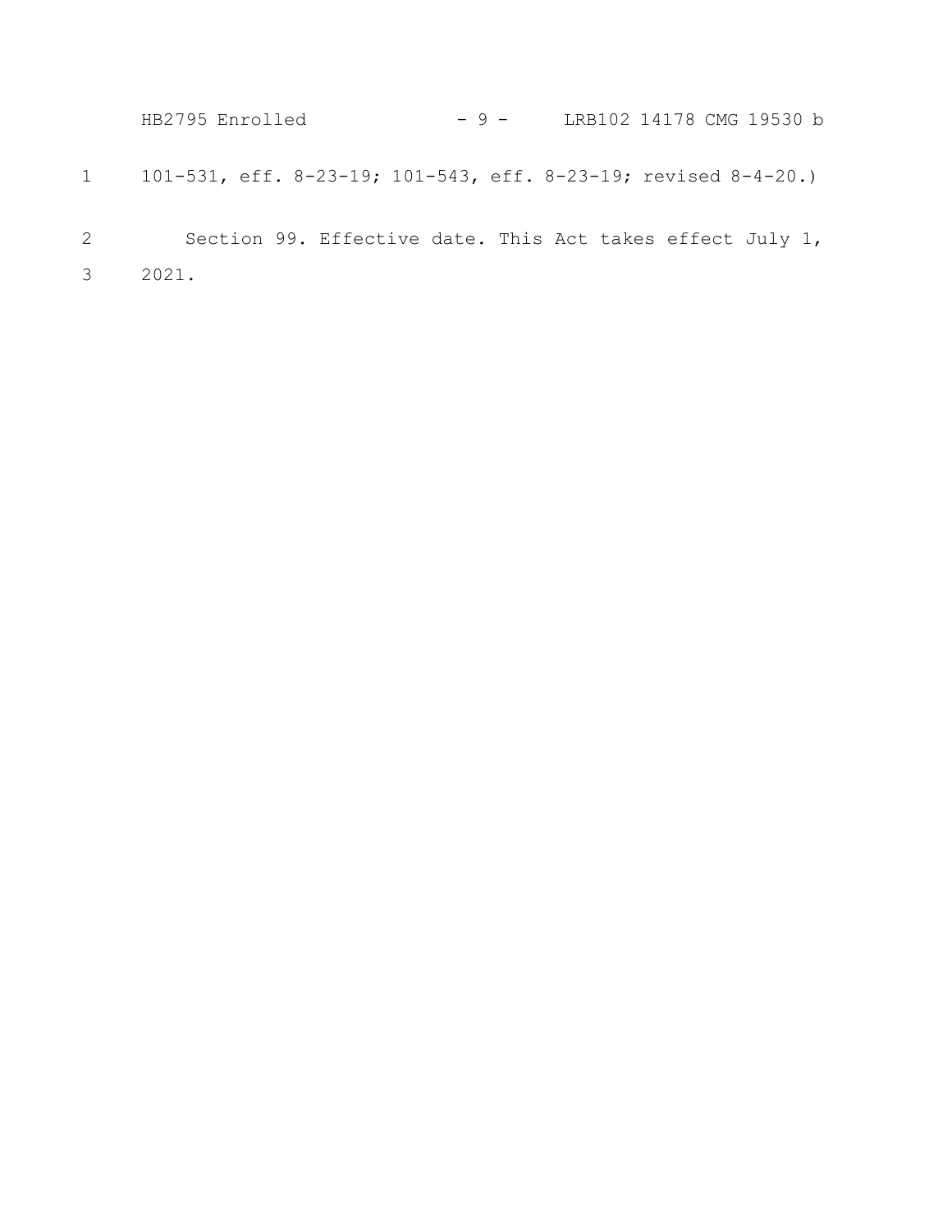101-531, eff. 8-23-19; 101-543, eff. 8-23-19; revised 8-4-20.)

Section 99. Effective date. This Act takes effect July 1, 2021.